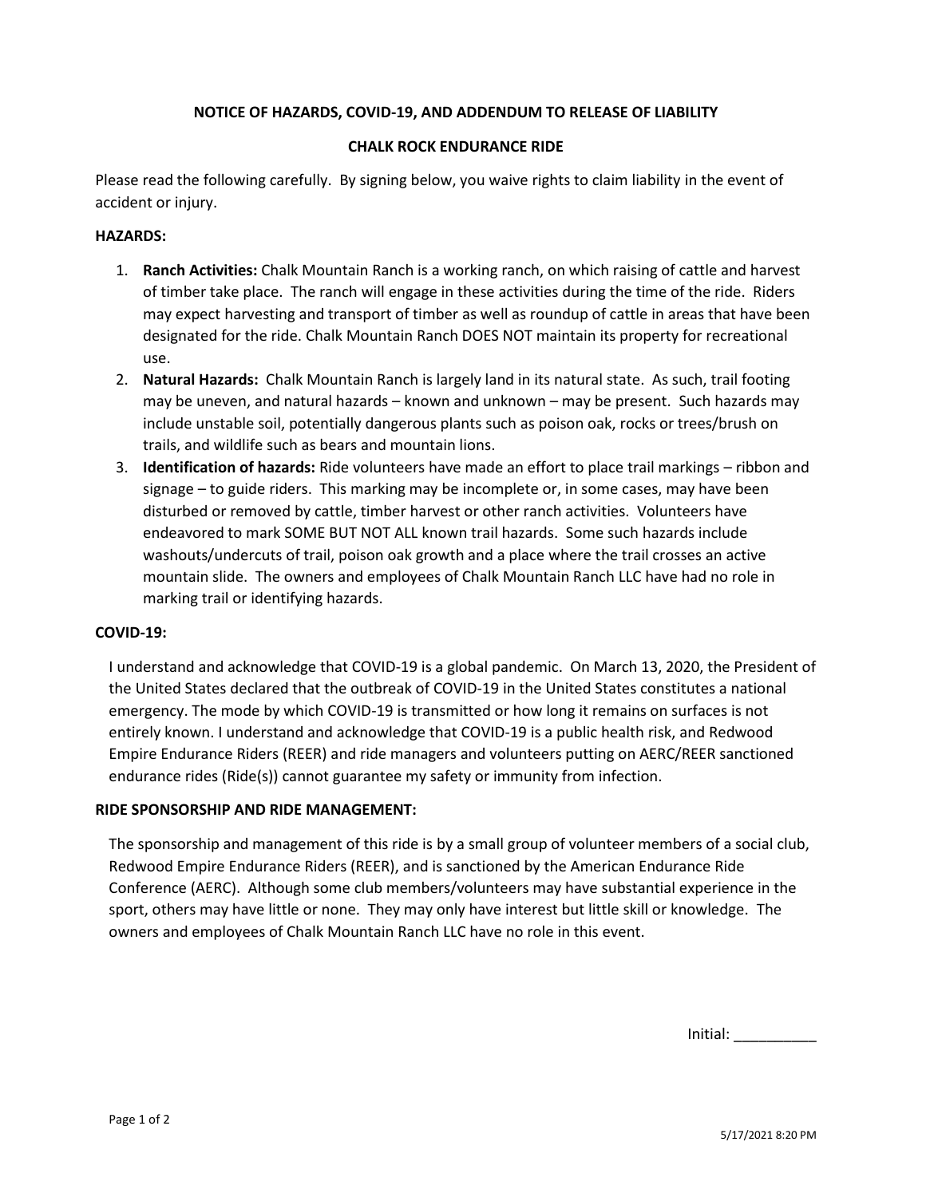**NOTICE OF HAZARDS, COVID-19, AND ADDENDUM TO RELEASE OF LIABILITY**

**CHALK ROCK ENDURANCE RIDE**

Please read the following carefully. By signing below, you waive rights to claim liability in the event of accident or injury.

**HAZARDS:**

1. **Ranch Activities:** Chalk Mountain Ranch is a working ranch, on which raising of cattle and harvest of timber take place. The ranch will engage in these activities during the time of the ride. Riders may expect harvesting and transport of timber as well as roundup of cattle in areas that have been designated for the ride. Chalk Mountain Ranch DOES NOT maintain its property for recreational use.
2. **Natural Hazards:** Chalk Mountain Ranch is largely land in its natural state. As such, trail footing may be uneven, and natural hazards – known and unknown – may be present. Such hazards may include unstable soil, potentially dangerous plants such as poison oak, rocks or trees/brush on trails, and wildlife such as bears and mountain lions.
3. **Identification of hazards:** Ride volunteers have made an effort to place trail markings – ribbon and signage – to guide riders. This marking may be incomplete or, in some cases, may have been disturbed or removed by cattle, timber harvest or other ranch activities. Volunteers have endeavored to mark SOME BUT NOT ALL known trail hazards. Some such hazards include washouts/undercuts of trail, poison oak growth and a place where the trail crosses an active mountain slide. The owners and employees of Chalk Mountain Ranch LLC have had no role in marking trail or identifying hazards.

**COVID-19:**

I understand and acknowledge that COVID-19 is a global pandemic. On March 13, 2020, the President of the United States declared that the outbreak of COVID-19 in the United States constitutes a national emergency. The mode by which COVID-19 is transmitted or how long it remains on surfaces is not entirely known. I understand and acknowledge that COVID-19 is a public health risk, and Redwood Empire Endurance Riders (REER) and ride managers and volunteers putting on AERC/REER sanctioned endurance rides (Ride(s)) cannot guarantee my safety or immunity from infection.

**RIDE SPONSORSHIP AND RIDE MANAGEMENT:**

The sponsorship and management of this ride is by a small group of volunteer members of a social club, Redwood Empire Endurance Riders (REER), and is sanctioned by the American Endurance Ride Conference (AERC). Although some club members/volunteers may have substantial experience in the sport, others may have little or none. They may only have interest but little skill or knowledge. The owners and employees of Chalk Mountain Ranch LLC have no role in this event.

Initial: __________

5/17/2021 8:20 PM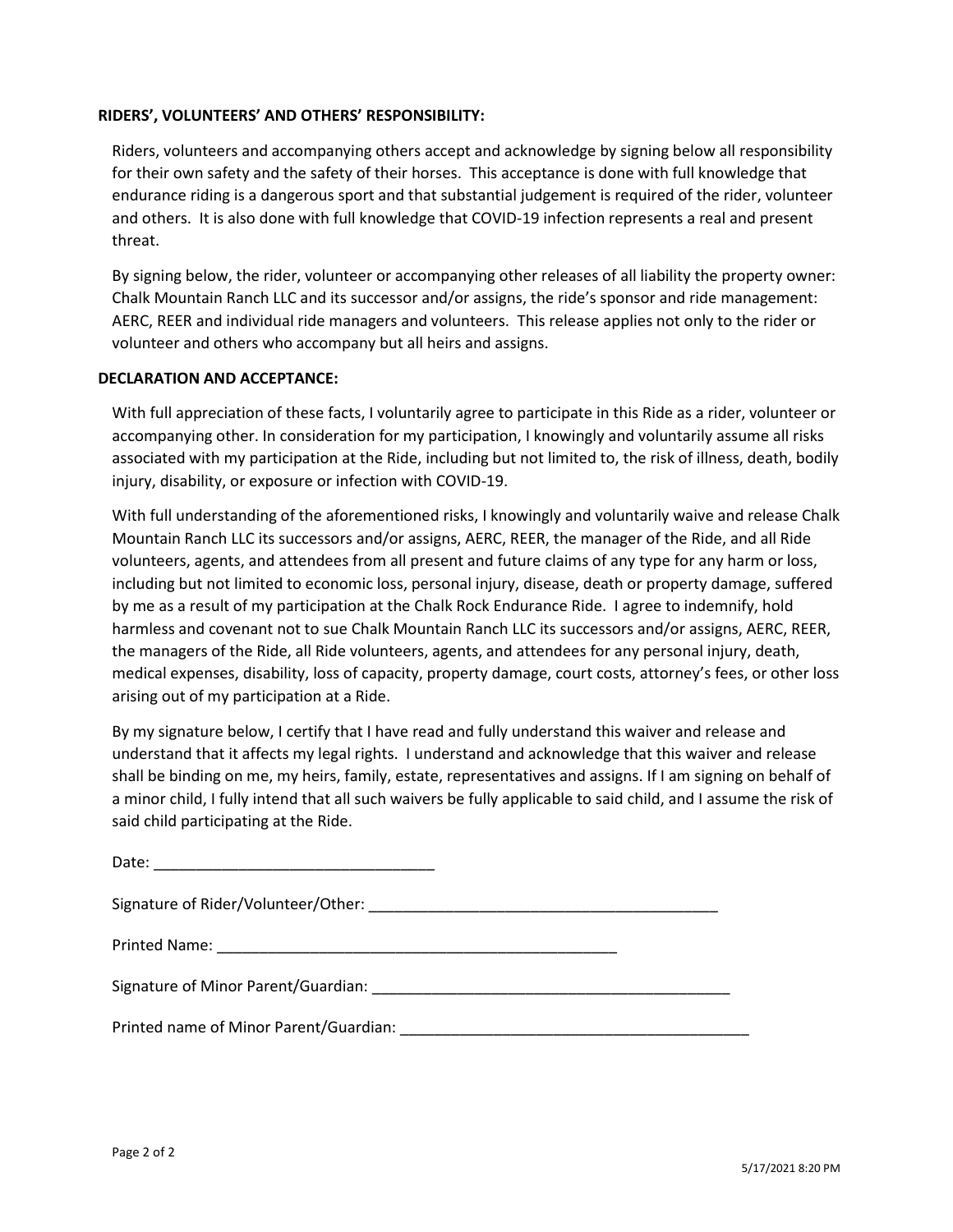**RIDERS', VOLUNTEERS' AND OTHERS' RESPONSIBILITY:**

Riders, volunteers and accompanying others accept and acknowledge by signing below all responsibility for their own safety and the safety of their horses. This acceptance is done with full knowledge that endurance riding is a dangerous sport and that substantial judgement is required of the rider, volunteer and others. It is also done with full knowledge that COVID-19 infection represents a real and present threat.

By signing below, the rider, volunteer or accompanying other releases of all liability the property owner: Chalk Mountain Ranch LLC and its successor and/or assigns, the ride's sponsor and ride management: AERC, REER and individual ride managers and volunteers. This release applies not only to the rider or volunteer and others who accompany but all heirs and assigns.

**DECLARATION AND ACCEPTANCE:**

With full appreciation of these facts, I voluntarily agree to participate in this Ride as a rider, volunteer or accompanying other. In consideration for my participation, I knowingly and voluntarily assume all risks associated with my participation at the Ride, including but not limited to, the risk of illness, death, bodily injury, disability, or exposure or infection with COVID-19.

With full understanding of the aforementioned risks, I knowingly and voluntarily waive and release Chalk Mountain Ranch LLC its successors and/or assigns, AERC, REER, the manager of the Ride, and all Ride volunteers, agents, and attendees from all present and future claims of any type for any harm or loss, including but not limited to economic loss, personal injury, disease, death or property damage, suffered by me as a result of my participation at the Chalk Rock Endurance Ride. I agree to indemnify, hold harmless and covenant not to sue Chalk Mountain Ranch LLC its successors and/or assigns, AERC, REER, the managers of the Ride, all Ride volunteers, agents, and attendees for any personal injury, death, medical expenses, disability, loss of capacity, property damage, court costs, attorney's fees, or other loss arising out of my participation at a Ride.

By my signature below, I certify that I have read and fully understand this waiver and release and understand that it affects my legal rights. I understand and acknowledge that this waiver and release shall be binding on me, my heirs, family, estate, representatives and assigns. If I am signing on behalf of a minor child, I fully intend that all such waivers be fully applicable to said child, and I assume the risk of said child participating at the Ride.

Date: ________________________________

Signature of Rider/Volunteer/Other: ________________________________________

Printed Name: ______________________________________________

Signature of Minor Parent/Guardian: ________________________________________

Printed name of Minor Parent/Guardian: ________________________________________

5/17/2021 8:20 PM